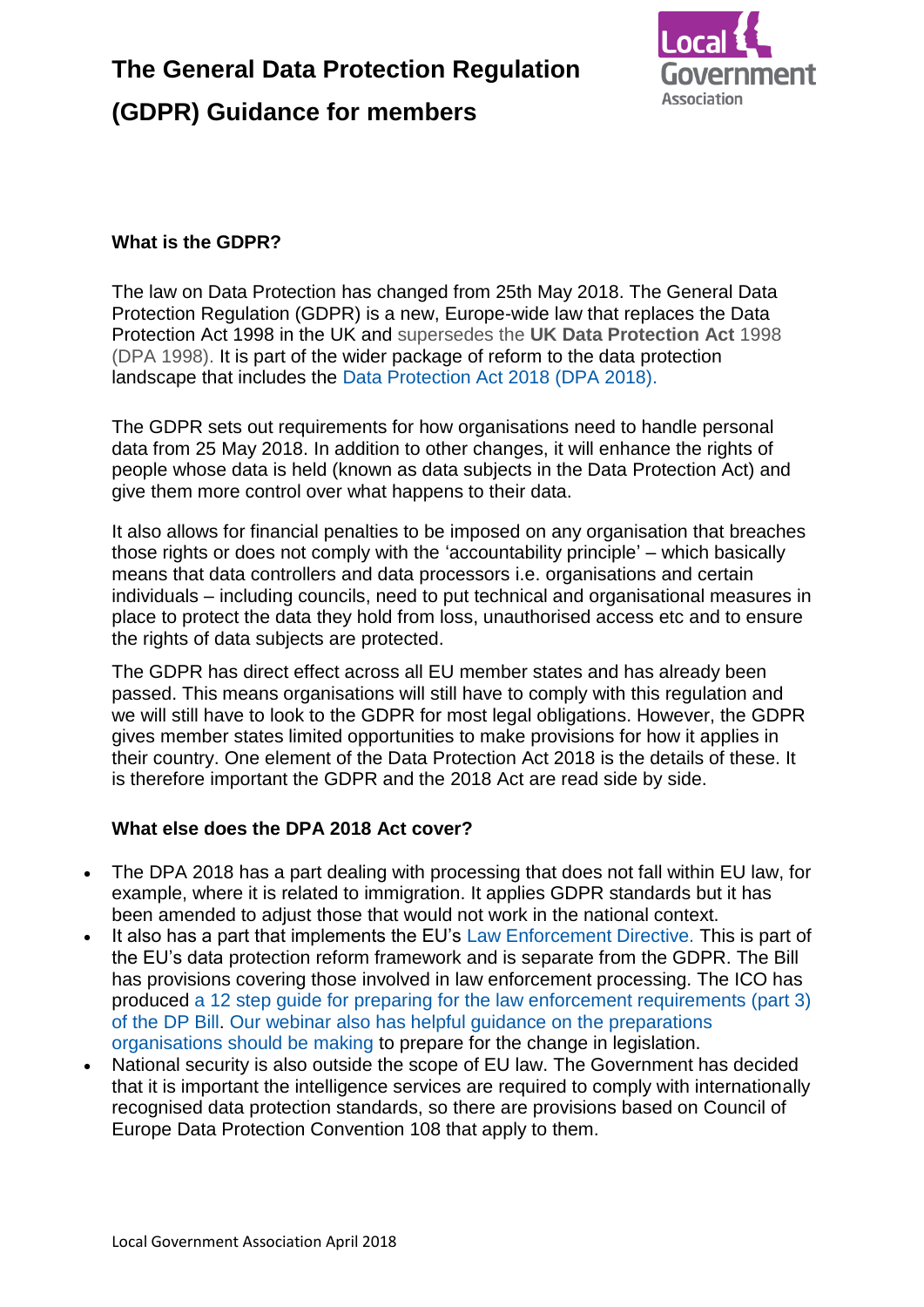# The General Data Protection Regulation (GDPR) Guidance for members

## What is the GDPR?

The law on Data Protection has changed from 25th May 2018. The General Data Protection Regulation (GDPR) is a new, Europe-wide law that replaces the Data Protection Act 1998 in the UK and supersedes the **UK Data Protection Act** 1998 (DPA 1998). It is part of the wider package of reform to the data protection landscape that includes the Data Protection Act 2018 (DPA 2018).

The GDPR sets out requirements for how organisations need to handle personal data from 25 May 2018. In addition to other changes, it will enhance the rights of people whose data is held (known as data subjects in the Data Protection Act) and give them more control over what happens to their data.

It also allows for financial penalties to be imposed on any organisation that breaches those rights or does not comply with the 'accountability principle' – which basically means that data controllers and data processors i.e. organisations and certain individuals – including councils, need to put technical and organisational measures in place to protect the data they hold from loss, unauthorised access etc and to ensure the rights of data subjects are protected.

The GDPR has direct effect across all EU member states and has already been passed. This means organisations will still have to comply with this regulation and we will still have to look to the GDPR for most legal obligations. However, the GDPR gives member states limited opportunities to make provisions for how it applies in their country. One element of the Data Protection Act 2018 is the details of these. It is therefore important the GDPR and the 2018 Act are read side by side.

## What else does the DPA 2018 Act cover?

- The DPA 2018 has a part dealing with processing that does not fall within EU law, for example, where it is related to immigration. It applies GDPR standards but it has been amended to adjust those that would not work in the national context.
- It also has a part that implements the EU's Law Enforcement Directive. This is part of the EU's data protection reform framework and is separate from the GDPR. The Bill has provisions covering those involved in law enforcement processing. The ICO has produced a 12 step guide for preparing for the law enforcement requirements (part 3) of the DP Bill. Our webinar also has helpful guidance on the preparations organisations should be making to prepare for the change in legislation.
- National security is also outside the scope of EU law. The Government has decided that it is important the intelligence services are required to comply with internationally recognised data protection standards, so there are provisions based on Council of Europe Data Protection Convention 108 that apply to them.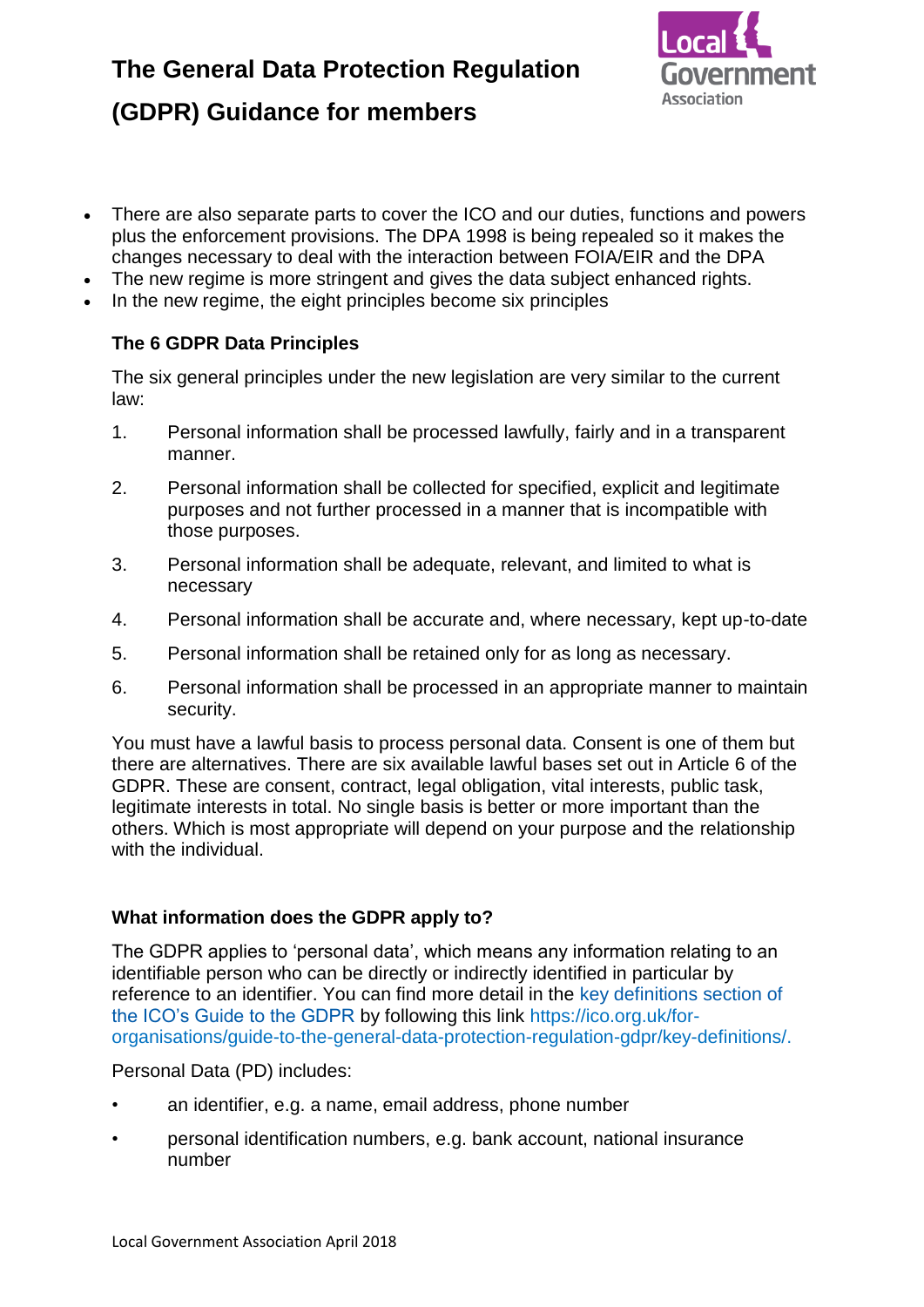- There are also separate parts to cover the ICO and our duties, functions and powers plus the enforcement provisions. The DPA 1998 is being repealed so it makes the changes necessary to deal with the interaction between FOIA/EIR and the DPA
- The new regime is more stringent and gives the data subject enhanced rights.
- In the new regime, the eight principles become six principles

### The 6 GDPR Data Principles

The six general principles under the new legislation are very similar to the current law:

1. Personal information shall be processed lawfully, fairly and in a transparent manner.
2. Personal information shall be collected for specified, explicit and legitimate purposes and not further processed in a manner that is incompatible with those purposes.
3. Personal information shall be adequate, relevant, and limited to what is necessary
4. Personal information shall be accurate and, where necessary, kept up-to-date
5. Personal information shall be retained only for as long as necessary.
6. Personal information shall be processed in an appropriate manner to maintain security.

You must have a lawful basis to process personal data. Consent is one of them but there are alternatives. There are six available lawful bases set out in Article 6 of the GDPR. These are consent, contract, legal obligation, vital interests, public task, legitimate interests in total. No single basis is better or more important than the others. Which is most appropriate will depend on your purpose and the relationship with the individual.

### What information does the GDPR apply to?

The GDPR applies to 'personal data', which means any information relating to an identifiable person who can be directly or indirectly identified in particular by reference to an identifier. You can find more detail in the key definitions section of the ICO's Guide to the GDPR by following this link https://ico.org.uk/for-organisations/guide-to-the-general-data-protection-regulation-gdpr/key-definitions/.

Personal Data (PD) includes:

- an identifier, e.g. a name, email address, phone number
- personal identification numbers, e.g. bank account, national insurance number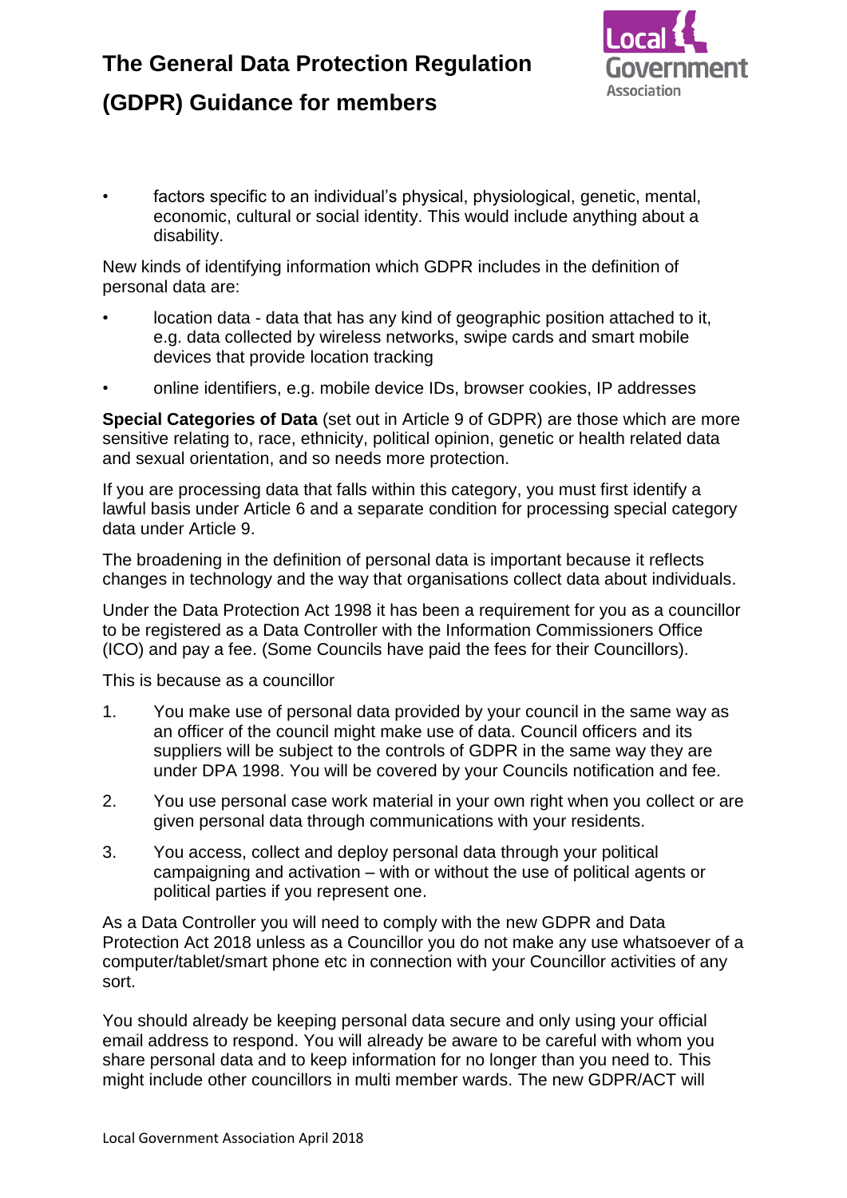- factors specific to an individual's physical, physiological, genetic, mental, economic, cultural or social identity. This would include anything about a disability.

New kinds of identifying information which GDPR includes in the definition of personal data are:

- location data - data that has any kind of geographic position attached to it, e.g. data collected by wireless networks, swipe cards and smart mobile devices that provide location tracking
- online identifiers, e.g. mobile device IDs, browser cookies, IP addresses

**Special Categories of Data** (set out in Article 9 of GDPR) are those which are more sensitive relating to, race, ethnicity, political opinion, genetic or health related data and sexual orientation, and so needs more protection.

If you are processing data that falls within this category, you must first identify a lawful basis under Article 6 and a separate condition for processing special category data under Article 9.

The broadening in the definition of personal data is important because it reflects changes in technology and the way that organisations collect data about individuals.

Under the Data Protection Act 1998 it has been a requirement for you as a councillor to be registered as a Data Controller with the Information Commissioners Office (ICO) and pay a fee. (Some Councils have paid the fees for their Councillors).

This is because as a councillor

1. You make use of personal data provided by your council in the same way as an officer of the council might make use of data. Council officers and its suppliers will be subject to the controls of GDPR in the same way they are under DPA 1998. You will be covered by your Councils notification and fee.
2. You use personal case work material in your own right when you collect or are given personal data through communications with your residents.
3. You access, collect and deploy personal data through your political campaigning and activation – with or without the use of political agents or political parties if you represent one.

As a Data Controller you will need to comply with the new GDPR and Data Protection Act 2018 unless as a Councillor you do not make any use whatsoever of a computer/tablet/smart phone etc in connection with your Councillor activities of any sort.

You should already be keeping personal data secure and only using your official email address to respond. You will already be aware to be careful with whom you share personal data and to keep information for no longer than you need to. This might include other councillors in multi member wards. The new GDPR/ACT will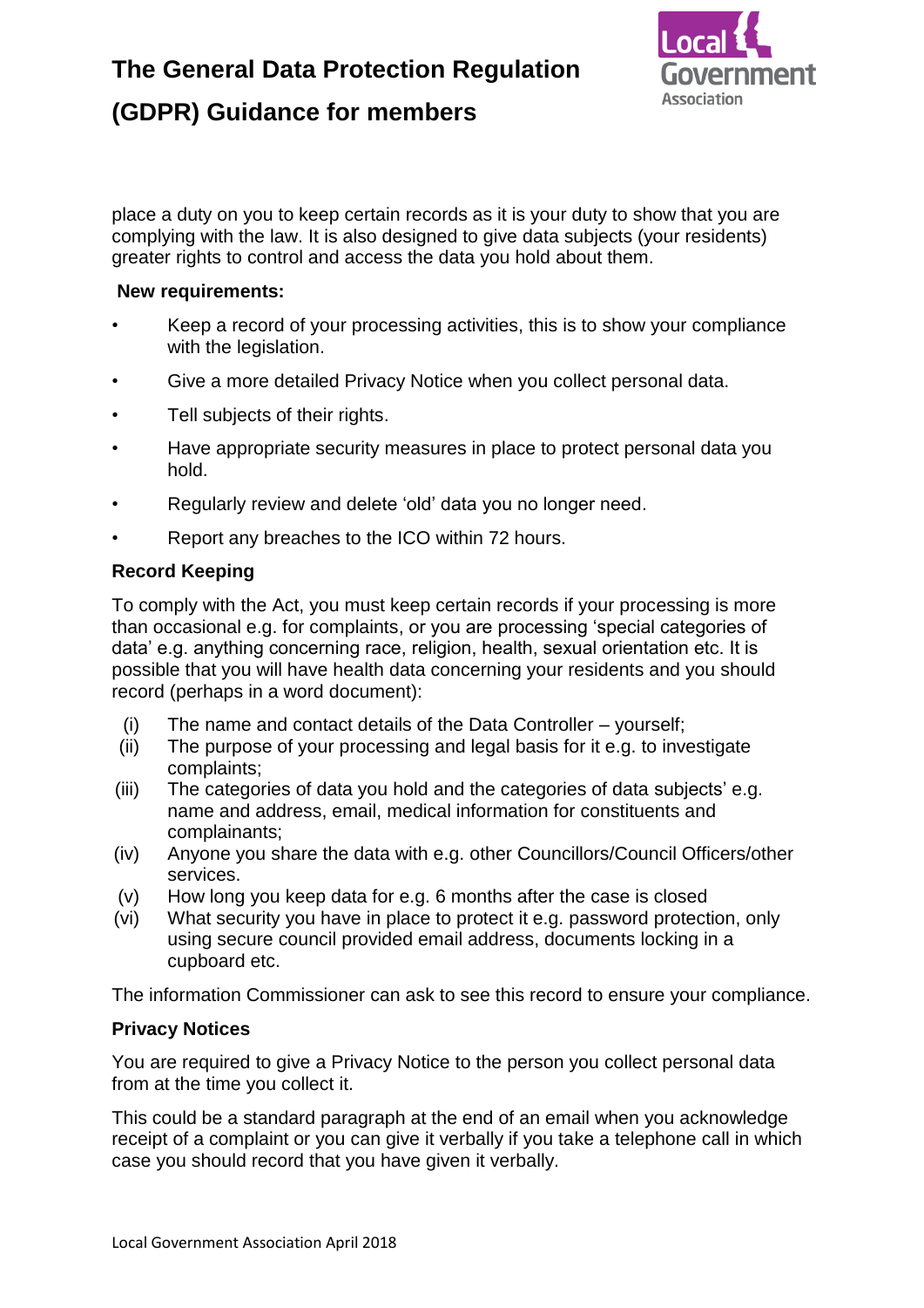place a duty on you to keep certain records as it is your duty to show that you are complying with the law. It is also designed to give data subjects (your residents) greater rights to control and access the data you hold about them.

**New requirements:**

- Keep a record of your processing activities, this is to show your compliance with the legislation.
- Give a more detailed Privacy Notice when you collect personal data.
- Tell subjects of their rights.
- Have appropriate security measures in place to protect personal data you hold.
- Regularly review and delete 'old' data you no longer need.
- Report any breaches to the ICO within 72 hours.

**Record Keeping**

To comply with the Act, you must keep certain records if your processing is more than occasional e.g. for complaints, or you are processing 'special categories of data' e.g. anything concerning race, religion, health, sexual orientation etc. It is possible that you will have health data concerning your residents and you should record (perhaps in a word document):

(i) The name and contact details of the Data Controller – yourself;
(ii) The purpose of your processing and legal basis for it e.g. to investigate complaints;
(iii) The categories of data you hold and the categories of data subjects' e.g. name and address, email, medical information for constituents and complainants;
(iv) Anyone you share the data with e.g. other Councillors/Council Officers/other services.
(v) How long you keep data for e.g. 6 months after the case is closed
(vi) What security you have in place to protect it e.g. password protection, only using secure council provided email address, documents locking in a cupboard etc.

The information Commissioner can ask to see this record to ensure your compliance.

**Privacy Notices**

You are required to give a Privacy Notice to the person you collect personal data from at the time you collect it.

This could be a standard paragraph at the end of an email when you acknowledge receipt of a complaint or you can give it verbally if you take a telephone call in which case you should record that you have given it verbally.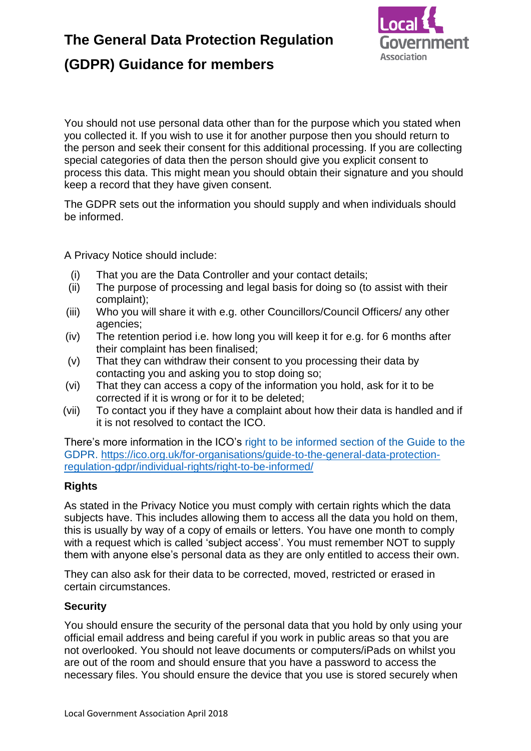You should not use personal data other than for the purpose which you stated when you collected it. If you wish to use it for another purpose then you should return to the person and seek their consent for this additional processing. If you are collecting special categories of data then the person should give you explicit consent to process this data. This might mean you should obtain their signature and you should keep a record that they have given consent.

The GDPR sets out the information you should supply and when individuals should be informed.

A Privacy Notice should include:

(i) That you are the Data Controller and your contact details;
(ii) The purpose of processing and legal basis for doing so (to assist with their complaint);
(iii) Who you will share it with e.g. other Councillors/Council Officers/ any other agencies;
(iv) The retention period i.e. how long you will keep it for e.g. for 6 months after their complaint has been finalised;
(v) That they can withdraw their consent to you processing their data by contacting you and asking you to stop doing so;
(vi) That they can access a copy of the information you hold, ask for it to be corrected if it is wrong or for it to be deleted;
(vii) To contact you if they have a complaint about how their data is handled and if it is not resolved to contact the ICO.

There's more information in the ICO's right to be informed section of the Guide to the GDPR. https://ico.org.uk/for-organisations/guide-to-the-general-data-protection-regulation-gdpr/individual-rights/right-to-be-informed/

**Rights**

As stated in the Privacy Notice you must comply with certain rights which the data subjects have. This includes allowing them to access all the data you hold on them, this is usually by way of a copy of emails or letters. You have one month to comply with a request which is called 'subject access'. You must remember NOT to supply them with anyone else's personal data as they are only entitled to access their own.

They can also ask for their data to be corrected, moved, restricted or erased in certain circumstances.

**Security**

You should ensure the security of the personal data that you hold by only using your official email address and being careful if you work in public areas so that you are not overlooked. You should not leave documents or computers/iPads on whilst you are out of the room and should ensure that you have a password to access the necessary files. You should ensure the device that you use is stored securely when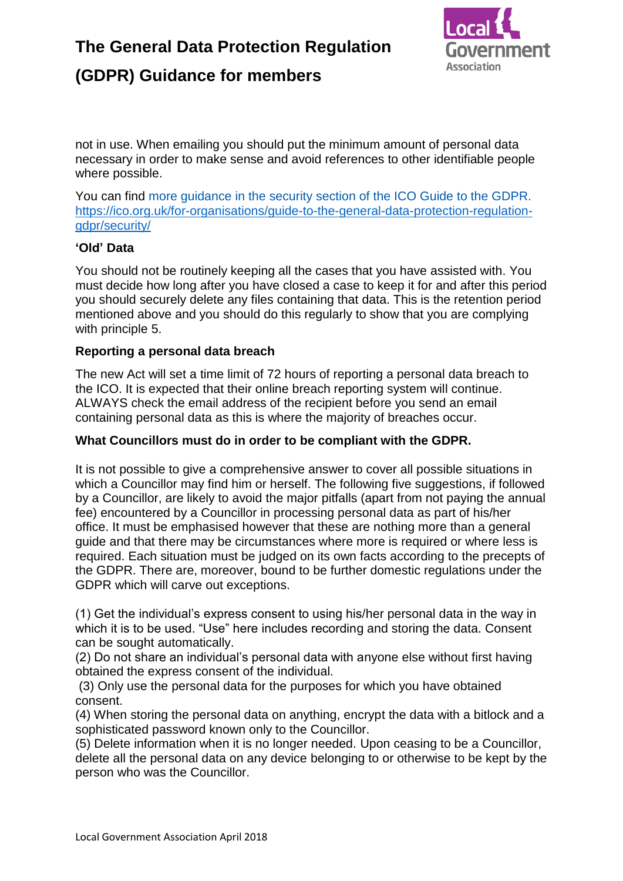not in use. When emailing you should put the minimum amount of personal data necessary in order to make sense and avoid references to other identifiable people where possible.

You can find more guidance in the security section of the ICO Guide to the GDPR. https://ico.org.uk/for-organisations/guide-to-the-general-data-protection-regulation-gdpr/security/

### 'Old' Data

You should not be routinely keeping all the cases that you have assisted with. You must decide how long after you have closed a case to keep it for and after this period you should securely delete any files containing that data. This is the retention period mentioned above and you should do this regularly to show that you are complying with principle 5.

### Reporting a personal data breach

The new Act will set a time limit of 72 hours of reporting a personal data breach to the ICO. It is expected that their online breach reporting system will continue. ALWAYS check the email address of the recipient before you send an email containing personal data as this is where the majority of breaches occur.

### What Councillors must do in order to be compliant with the GDPR.

It is not possible to give a comprehensive answer to cover all possible situations in which a Councillor may find him or herself. The following five suggestions, if followed by a Councillor, are likely to avoid the major pitfalls (apart from not paying the annual fee) encountered by a Councillor in processing personal data as part of his/her office. It must be emphasised however that these are nothing more than a general guide and that there may be circumstances where more is required or where less is required. Each situation must be judged on its own facts according to the precepts of the GDPR. There are, moreover, bound to be further domestic regulations under the GDPR which will carve out exceptions.

(1) Get the individual's express consent to using his/her personal data in the way in which it is to be used. "Use" here includes recording and storing the data. Consent can be sought automatically.
(2) Do not share an individual's personal data with anyone else without first having obtained the express consent of the individual.
(3) Only use the personal data for the purposes for which you have obtained consent.
(4) When storing the personal data on anything, encrypt the data with a bitlock and a sophisticated password known only to the Councillor.
(5) Delete information when it is no longer needed. Upon ceasing to be a Councillor, delete all the personal data on any device belonging to or otherwise to be kept by the person who was the Councillor.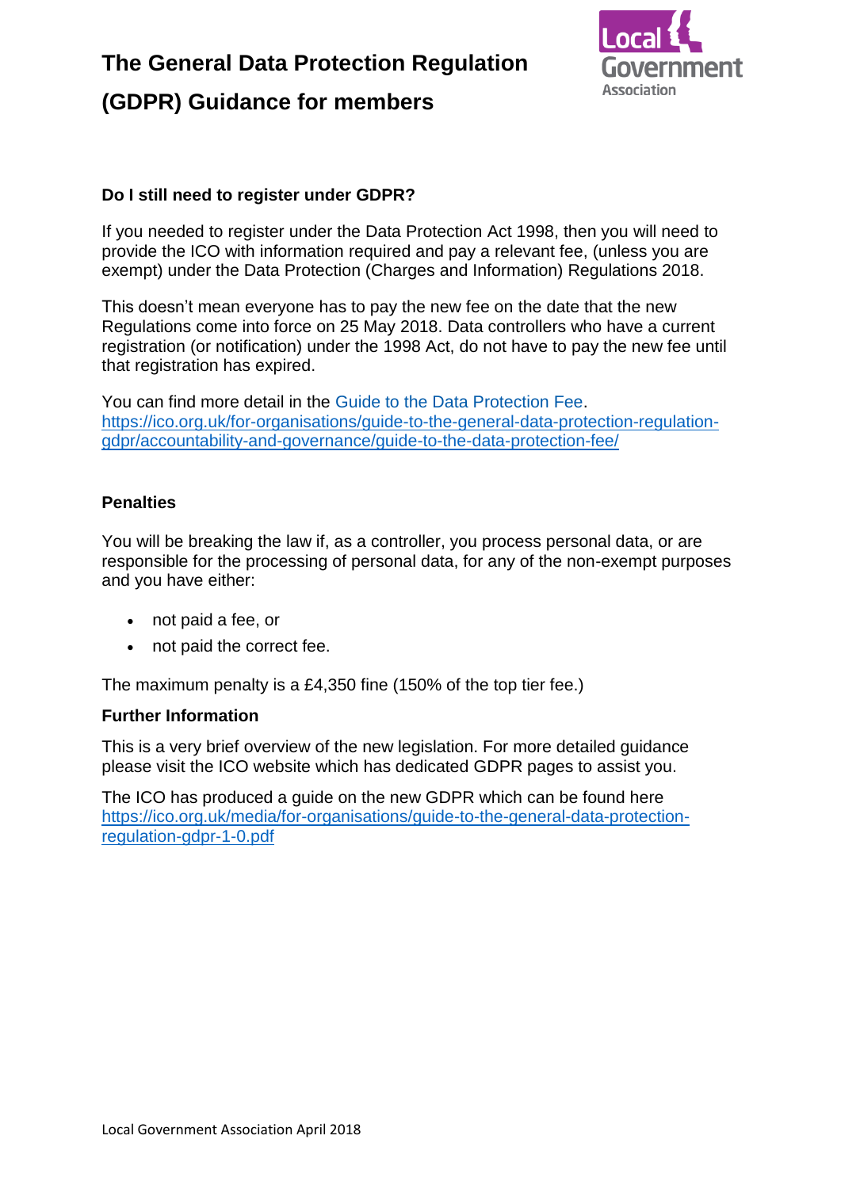# The General Data Protection Regulation (GDPR) Guidance for members

### Do I still need to register under GDPR?

If you needed to register under the Data Protection Act 1998, then you will need to provide the ICO with information required and pay a relevant fee, (unless you are exempt) under the Data Protection (Charges and Information) Regulations 2018.

This doesn't mean everyone has to pay the new fee on the date that the new Regulations come into force on 25 May 2018. Data controllers who have a current registration (or notification) under the 1998 Act, do not have to pay the new fee until that registration has expired.

You can find more detail in the Guide to the Data Protection Fee. https://ico.org.uk/for-organisations/guide-to-the-general-data-protection-regulation-gdpr/accountability-and-governance/guide-to-the-data-protection-fee/

### Penalties

You will be breaking the law if, as a controller, you process personal data, or are responsible for the processing of personal data, for any of the non-exempt purposes and you have either:

- not paid a fee, or
- not paid the correct fee.

The maximum penalty is a £4,350 fine (150% of the top tier fee.)

### Further Information

This is a very brief overview of the new legislation. For more detailed guidance please visit the ICO website which has dedicated GDPR pages to assist you.

The ICO has produced a guide on the new GDPR which can be found here https://ico.org.uk/media/for-organisations/guide-to-the-general-data-protection-regulation-gdpr-1-0.pdf